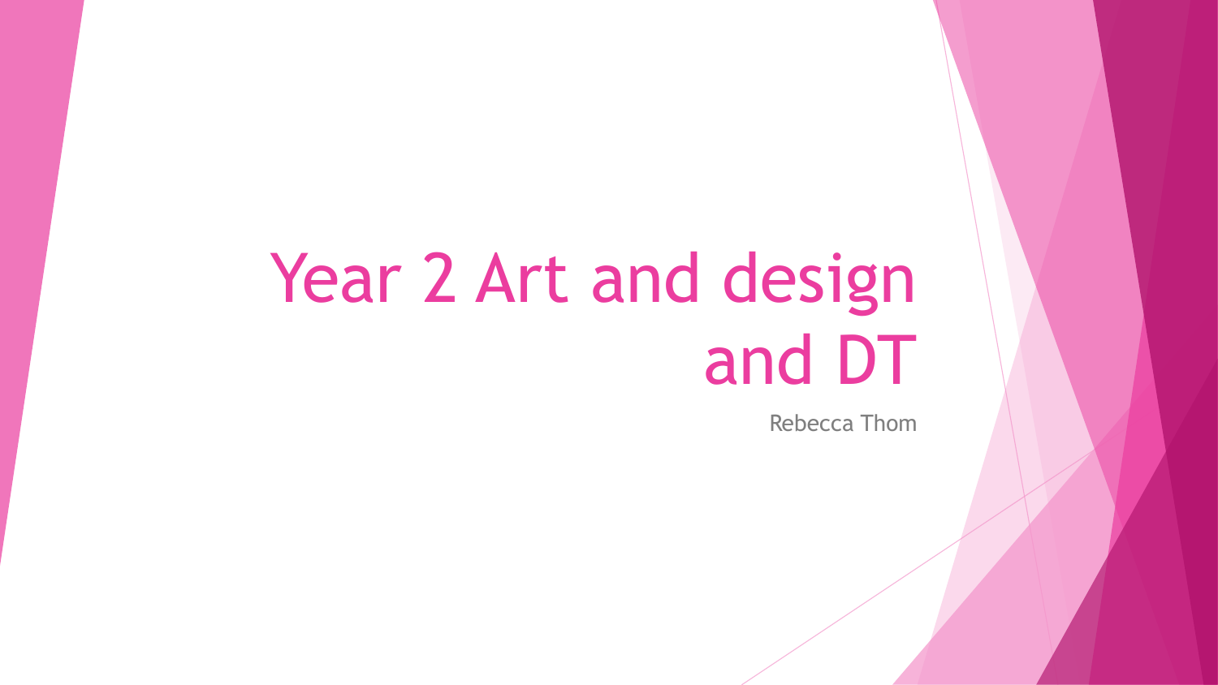# Year 2 Art and design and DT

Rebecca Thom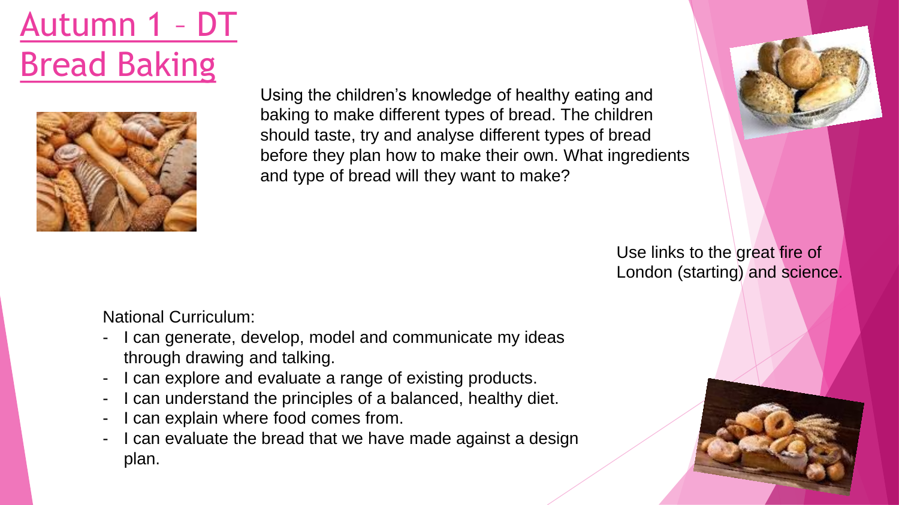# Autumn 1 – DT
# Bread Baking

Using the children's knowledge of healthy eating and baking to make different types of bread. The children should taste, try and analyse different types of bread before they plan how to make their own. What ingredients and type of bread will they want to make?

Use links to the great fire of London (starting) and science.

National Curriculum:

- I can generate, develop, model and communicate my ideas through drawing and talking.
- I can explore and evaluate a range of existing products.
- I can understand the principles of a balanced, healthy diet.
- I can explain where food comes from.
- I can evaluate the bread that we have made against a design plan.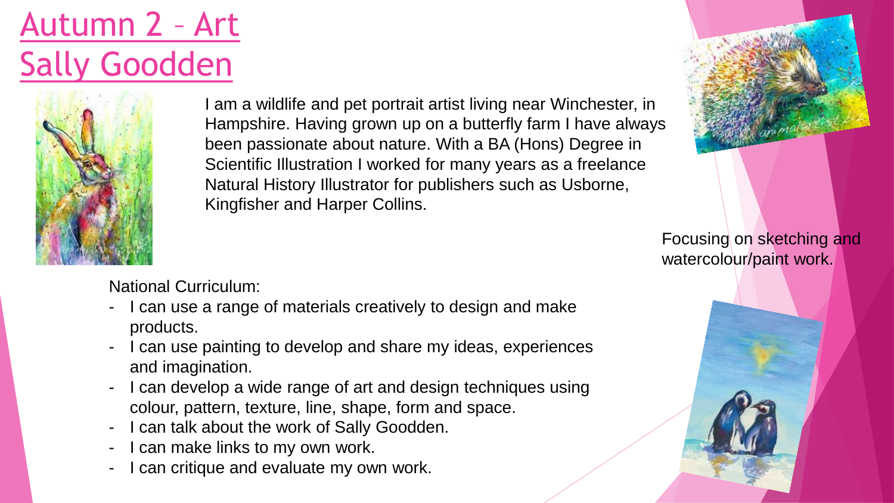# Autumn 2 – Art Sally Goodden

I am a wildlife and pet portrait artist living near Winchester, in Hampshire. Having grown up on a butterfly farm I have always been passionate about nature. With a BA (Hons) Degree in Scientific Illustration I worked for many years as a freelance Natural History Illustrator for publishers such as Usborne, Kingfisher and Harper Collins.

Focusing on sketching and watercolour/paint work.

National Curriculum:

- I can use a range of materials creatively to design and make products.
- I can use painting to develop and share my ideas, experiences and imagination.
- I can develop a wide range of art and design techniques using colour, pattern, texture, line, shape, form and space.
- I can talk about the work of Sally Goodden.
- I can make links to my own work.
- I can critique and evaluate my own work.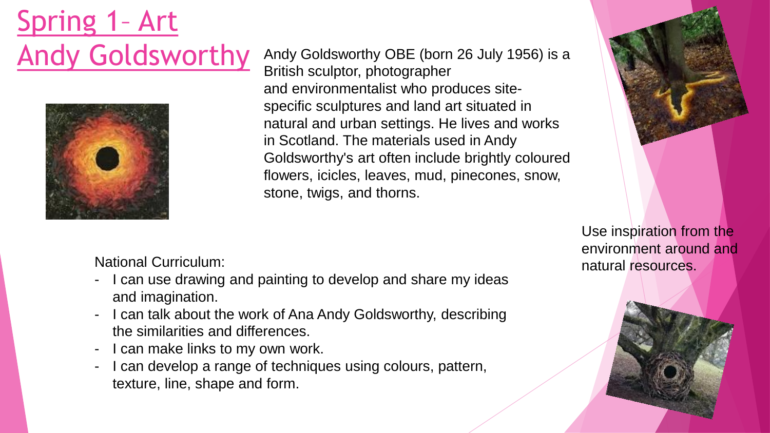# Spring 1– Art
# Andy Goldsworthy

Andy Goldsworthy OBE (born 26 July 1956) is a British sculptor, photographer and environmentalist who produces site-specific sculptures and land art situated in natural and urban settings. He lives and works in Scotland. The materials used in Andy Goldsworthy's art often include brightly coloured flowers, icicles, leaves, mud, pinecones, snow, stone, twigs, and thorns.

Use inspiration from the environment around and natural resources.

National Curriculum:

- I can use drawing and painting to develop and share my ideas and imagination.
- I can talk about the work of Ana Andy Goldsworthy, describing the similarities and differences.
- I can make links to my own work.
- I can develop a range of techniques using colours, pattern, texture, line, shape and form.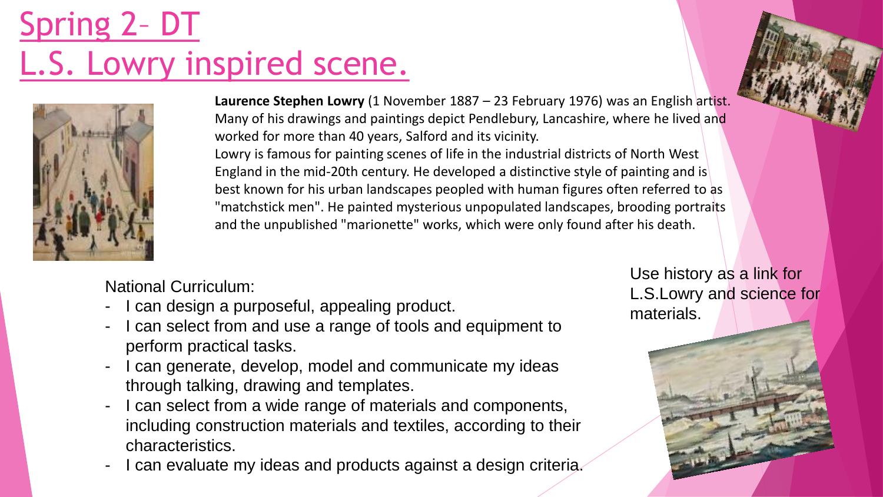# Spring 2– DT
# L.S. Lowry inspired scene.

**Laurence Stephen Lowry** (1 November 1887 – 23 February 1976) was an English artist. Many of his drawings and paintings depict Pendlebury, Lancashire, where he lived and worked for more than 40 years, Salford and its vicinity.
Lowry is famous for painting scenes of life in the industrial districts of North West England in the mid-20th century. He developed a distinctive style of painting and is best known for his urban landscapes peopled with human figures often referred to as "matchstick men". He painted mysterious unpopulated landscapes, brooding portraits and the unpublished "marionette" works, which were only found after his death.

National Curriculum:

- I can design a purposeful, appealing product.
- I can select from and use a range of tools and equipment to perform practical tasks.
- I can generate, develop, model and communicate my ideas through talking, drawing and templates.
- I can select from a wide range of materials and components, including construction materials and textiles, according to their characteristics.
- I can evaluate my ideas and products against a design criteria.

Use history as a link for L.S.Lowry and science for materials.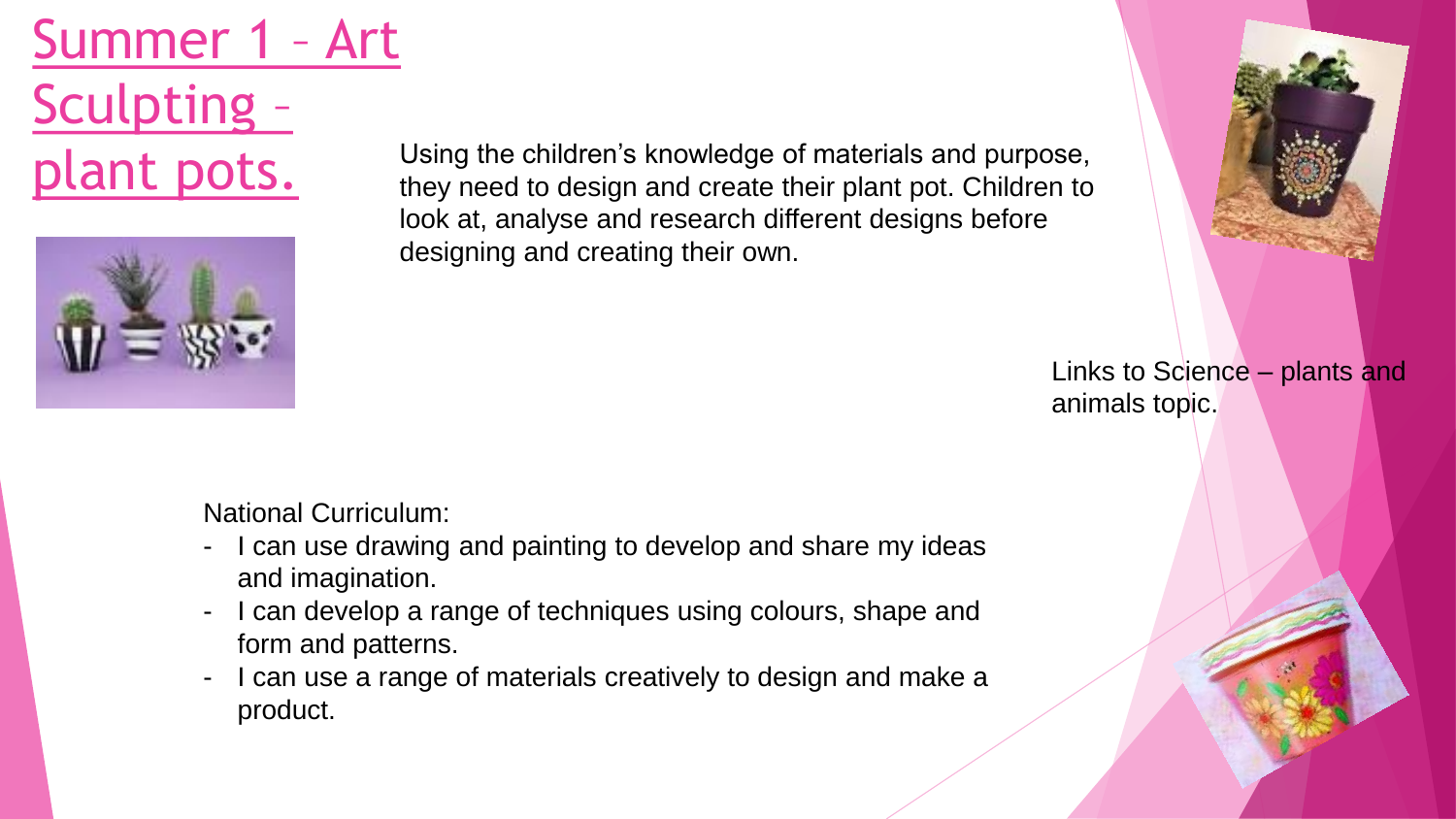# Summer 1 – Art Sculpting – plant pots.

Using the children's knowledge of materials and purpose, they need to design and create their plant pot. Children to look at, analyse and research different designs before designing and creating their own.

Links to Science – plants and animals topic.

National Curriculum:

- I can use drawing and painting to develop and share my ideas and imagination.
- I can develop a range of techniques using colours, shape and form and patterns.
- I can use a range of materials creatively to design and make a product.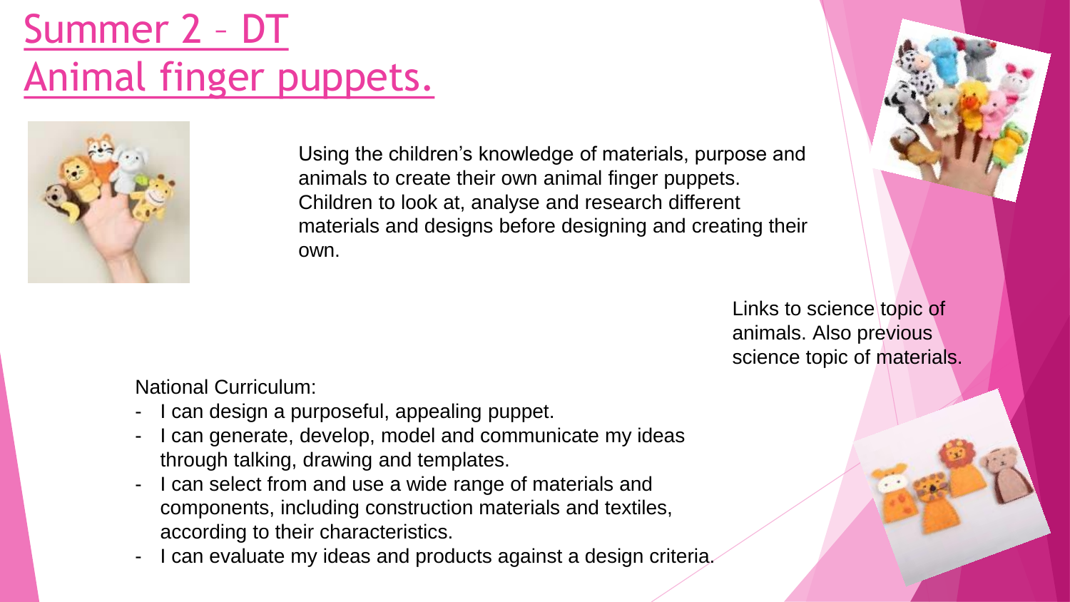# Summer 2 – DT
# Animal finger puppets.

Using the children's knowledge of materials, purpose and animals to create their own animal finger puppets. Children to look at, analyse and research different materials and designs before designing and creating their own.

Links to science topic of animals. Also previous science topic of materials.

National Curriculum:

- I can design a purposeful, appealing puppet.
- I can generate, develop, model and communicate my ideas through talking, drawing and templates.
- I can select from and use a wide range of materials and components, including construction materials and textiles, according to their characteristics.
- I can evaluate my ideas and products against a design criteria.